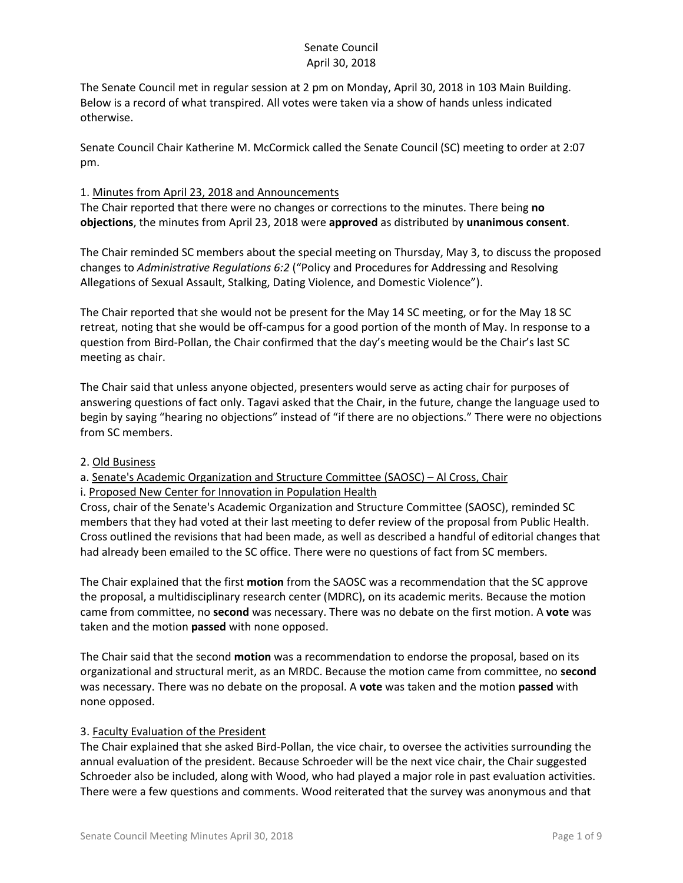# Senate Council
## April 30, 2018

The Senate Council met in regular session at 2 pm on Monday, April 30, 2018 in 103 Main Building. Below is a record of what transpired. All votes were taken via a show of hands unless indicated otherwise.

Senate Council Chair Katherine M. McCormick called the Senate Council (SC) meeting to order at 2:07 pm.

1. Minutes from April 23, 2018 and Announcements

The Chair reported that there were no changes or corrections to the minutes. There being **no objections**, the minutes from April 23, 2018 were **approved** as distributed by **unanimous consent**.

The Chair reminded SC members about the special meeting on Thursday, May 3, to discuss the proposed changes to *Administrative Regulations 6:2* ("Policy and Procedures for Addressing and Resolving Allegations of Sexual Assault, Stalking, Dating Violence, and Domestic Violence").

The Chair reported that she would not be present for the May 14 SC meeting, or for the May 18 SC retreat, noting that she would be off-campus for a good portion of the month of May. In response to a question from Bird-Pollan, the Chair confirmed that the day's meeting would be the Chair's last SC meeting as chair.

The Chair said that unless anyone objected, presenters would serve as acting chair for purposes of answering questions of fact only. Tagavi asked that the Chair, in the future, change the language used to begin by saying "hearing no objections" instead of "if there are no objections." There were no objections from SC members.

2. Old Business

a. Senate's Academic Organization and Structure Committee (SAOSC) – Al Cross, Chair

i. Proposed New Center for Innovation in Population Health

Cross, chair of the Senate's Academic Organization and Structure Committee (SAOSC), reminded SC members that they had voted at their last meeting to defer review of the proposal from Public Health. Cross outlined the revisions that had been made, as well as described a handful of editorial changes that had already been emailed to the SC office. There were no questions of fact from SC members.

The Chair explained that the first **motion** from the SAOSC was a recommendation that the SC approve the proposal, a multidisciplinary research center (MDRC), on its academic merits. Because the motion came from committee, no **second** was necessary. There was no debate on the first motion. A **vote** was taken and the motion **passed** with none opposed.

The Chair said that the second **motion** was a recommendation to endorse the proposal, based on its organizational and structural merit, as an MRDC. Because the motion came from committee, no **second** was necessary. There was no debate on the proposal. A **vote** was taken and the motion **passed** with none opposed.

3. Faculty Evaluation of the President

The Chair explained that she asked Bird-Pollan, the vice chair, to oversee the activities surrounding the annual evaluation of the president. Because Schroeder will be the next vice chair, the Chair suggested Schroeder also be included, along with Wood, who had played a major role in past evaluation activities. There were a few questions and comments. Wood reiterated that the survey was anonymous and that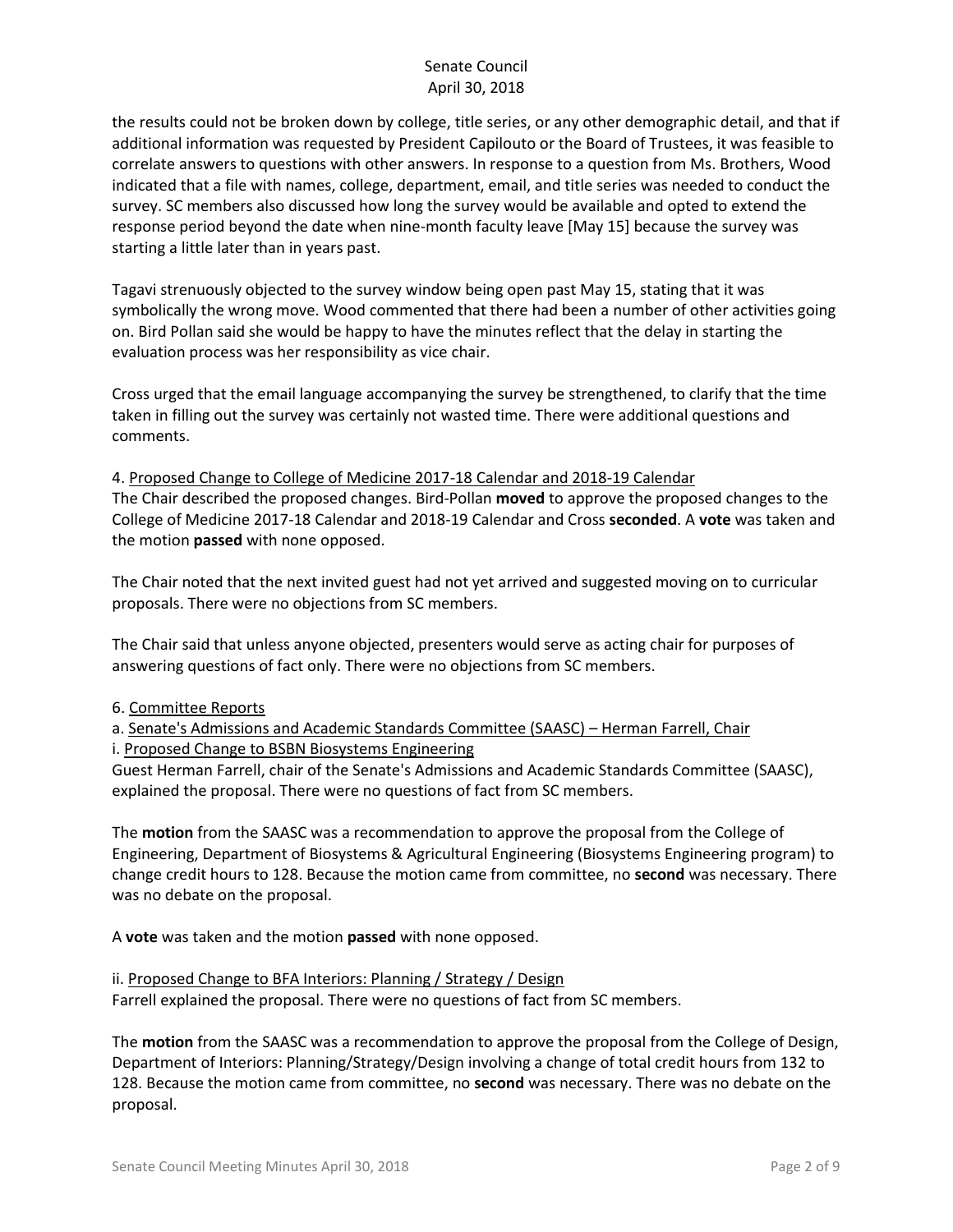the results could not be broken down by college, title series, or any other demographic detail, and that if additional information was requested by President Capilouto or the Board of Trustees, it was feasible to correlate answers to questions with other answers. In response to a question from Ms. Brothers, Wood indicated that a file with names, college, department, email, and title series was needed to conduct the survey. SC members also discussed how long the survey would be available and opted to extend the response period beyond the date when nine-month faculty leave [May 15] because the survey was starting a little later than in years past.

Tagavi strenuously objected to the survey window being open past May 15, stating that it was symbolically the wrong move. Wood commented that there had been a number of other activities going on. Bird Pollan said she would be happy to have the minutes reflect that the delay in starting the evaluation process was her responsibility as vice chair.

Cross urged that the email language accompanying the survey be strengthened, to clarify that the time taken in filling out the survey was certainly not wasted time. There were additional questions and comments.

4. Proposed Change to College of Medicine 2017-18 Calendar and 2018-19 Calendar

The Chair described the proposed changes. Bird-Pollan **moved** to approve the proposed changes to the College of Medicine 2017-18 Calendar and 2018-19 Calendar and Cross **seconded**. A **vote** was taken and the motion **passed** with none opposed.

The Chair noted that the next invited guest had not yet arrived and suggested moving on to curricular proposals. There were no objections from SC members.

The Chair said that unless anyone objected, presenters would serve as acting chair for purposes of answering questions of fact only. There were no objections from SC members.

6. Committee Reports

a. Senate's Admissions and Academic Standards Committee (SAASC) – Herman Farrell, Chair

i. Proposed Change to BSBN Biosystems Engineering

Guest Herman Farrell, chair of the Senate's Admissions and Academic Standards Committee (SAASC), explained the proposal. There were no questions of fact from SC members.

The **motion** from the SAASC was a recommendation to approve the proposal from the College of Engineering, Department of Biosystems & Agricultural Engineering (Biosystems Engineering program) to change credit hours to 128. Because the motion came from committee, no **second** was necessary. There was no debate on the proposal.

A **vote** was taken and the motion **passed** with none opposed.

ii. Proposed Change to BFA Interiors: Planning / Strategy / Design

Farrell explained the proposal. There were no questions of fact from SC members.

The **motion** from the SAASC was a recommendation to approve the proposal from the College of Design, Department of Interiors: Planning/Strategy/Design involving a change of total credit hours from 132 to 128. Because the motion came from committee, no **second** was necessary. There was no debate on the proposal.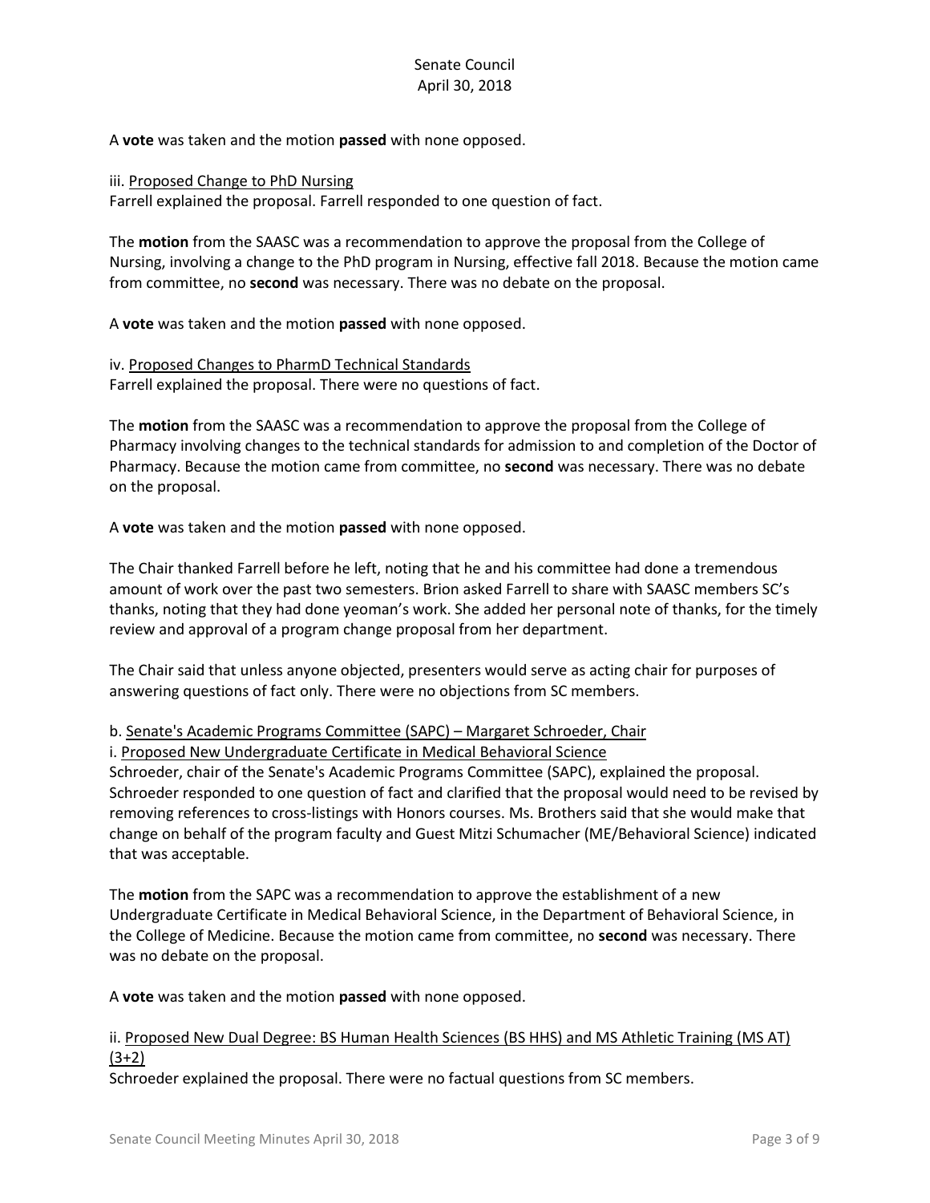A **vote** was taken and the motion **passed** with none opposed.

iii. Proposed Change to PhD Nursing
Farrell explained the proposal. Farrell responded to one question of fact.

The **motion** from the SAASC was a recommendation to approve the proposal from the College of Nursing, involving a change to the PhD program in Nursing, effective fall 2018. Because the motion came from committee, no **second** was necessary. There was no debate on the proposal.

A **vote** was taken and the motion **passed** with none opposed.

iv. Proposed Changes to PharmD Technical Standards
Farrell explained the proposal. There were no questions of fact.

The **motion** from the SAASC was a recommendation to approve the proposal from the College of Pharmacy involving changes to the technical standards for admission to and completion of the Doctor of Pharmacy. Because the motion came from committee, no **second** was necessary. There was no debate on the proposal.

A **vote** was taken and the motion **passed** with none opposed.

The Chair thanked Farrell before he left, noting that he and his committee had done a tremendous amount of work over the past two semesters. Brion asked Farrell to share with SAASC members SC's thanks, noting that they had done yeoman's work. She added her personal note of thanks, for the timely review and approval of a program change proposal from her department.

The Chair said that unless anyone objected, presenters would serve as acting chair for purposes of answering questions of fact only. There were no objections from SC members.

b. Senate's Academic Programs Committee (SAPC) – Margaret Schroeder, Chair
i. Proposed New Undergraduate Certificate in Medical Behavioral Science
Schroeder, chair of the Senate's Academic Programs Committee (SAPC), explained the proposal. Schroeder responded to one question of fact and clarified that the proposal would need to be revised by removing references to cross-listings with Honors courses. Ms. Brothers said that she would make that change on behalf of the program faculty and Guest Mitzi Schumacher (ME/Behavioral Science) indicated that was acceptable.

The **motion** from the SAPC was a recommendation to approve the establishment of a new Undergraduate Certificate in Medical Behavioral Science, in the Department of Behavioral Science, in the College of Medicine. Because the motion came from committee, no **second** was necessary. There was no debate on the proposal.

A **vote** was taken and the motion **passed** with none opposed.

ii. Proposed New Dual Degree: BS Human Health Sciences (BS HHS) and MS Athletic Training (MS AT) (3+2)
Schroeder explained the proposal. There were no factual questions from SC members.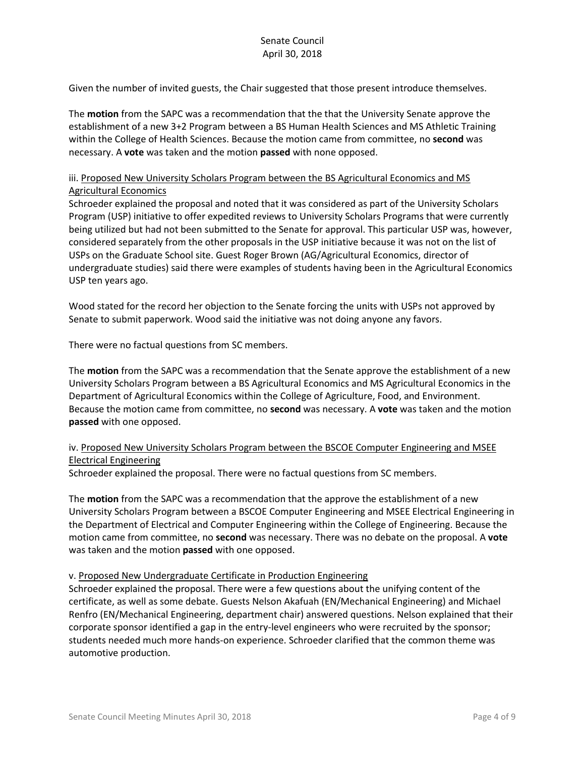Given the number of invited guests, the Chair suggested that those present introduce themselves.

The **motion** from the SAPC was a recommendation that the that the University Senate approve the establishment of a new 3+2 Program between a BS Human Health Sciences and MS Athletic Training within the College of Health Sciences. Because the motion came from committee, no **second** was necessary. A **vote** was taken and the motion **passed** with none opposed.

iii. Proposed New University Scholars Program between the BS Agricultural Economics and MS Agricultural Economics

Schroeder explained the proposal and noted that it was considered as part of the University Scholars Program (USP) initiative to offer expedited reviews to University Scholars Programs that were currently being utilized but had not been submitted to the Senate for approval. This particular USP was, however, considered separately from the other proposals in the USP initiative because it was not on the list of USPs on the Graduate School site. Guest Roger Brown (AG/Agricultural Economics, director of undergraduate studies) said there were examples of students having been in the Agricultural Economics USP ten years ago.

Wood stated for the record her objection to the Senate forcing the units with USPs not approved by Senate to submit paperwork. Wood said the initiative was not doing anyone any favors.

There were no factual questions from SC members.

The **motion** from the SAPC was a recommendation that the Senate approve the establishment of a new University Scholars Program between a BS Agricultural Economics and MS Agricultural Economics in the Department of Agricultural Economics within the College of Agriculture, Food, and Environment. Because the motion came from committee, no **second** was necessary. A **vote** was taken and the motion **passed** with one opposed.

iv. Proposed New University Scholars Program between the BSCOE Computer Engineering and MSEE Electrical Engineering

Schroeder explained the proposal. There were no factual questions from SC members.

The **motion** from the SAPC was a recommendation that the approve the establishment of a new University Scholars Program between a BSCOE Computer Engineering and MSEE Electrical Engineering in the Department of Electrical and Computer Engineering within the College of Engineering. Because the motion came from committee, no **second** was necessary. There was no debate on the proposal. A **vote** was taken and the motion **passed** with one opposed.

v. Proposed New Undergraduate Certificate in Production Engineering

Schroeder explained the proposal. There were a few questions about the unifying content of the certificate, as well as some debate. Guests Nelson Akafuah (EN/Mechanical Engineering) and Michael Renfro (EN/Mechanical Engineering, department chair) answered questions. Nelson explained that their corporate sponsor identified a gap in the entry-level engineers who were recruited by the sponsor; students needed much more hands-on experience. Schroeder clarified that the common theme was automotive production.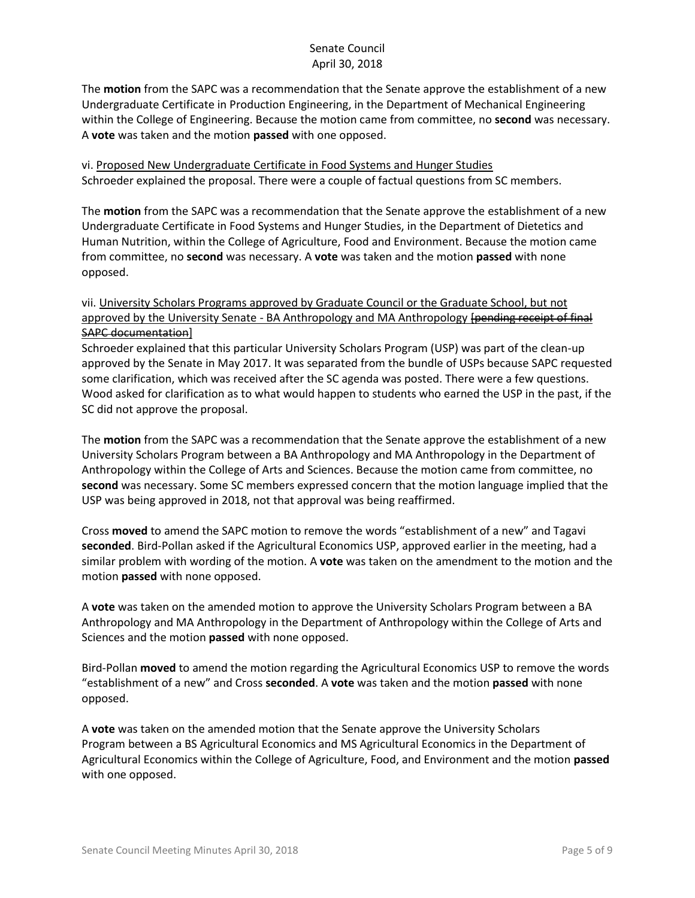The **motion** from the SAPC was a recommendation that the Senate approve the establishment of a new Undergraduate Certificate in Production Engineering, in the Department of Mechanical Engineering within the College of Engineering. Because the motion came from committee, no **second** was necessary. A **vote** was taken and the motion **passed** with one opposed.

vi. <u>Proposed New Undergraduate Certificate in Food Systems and Hunger Studies</u>
Schroeder explained the proposal. There were a couple of factual questions from SC members.

The **motion** from the SAPC was a recommendation that the Senate approve the establishment of a new Undergraduate Certificate in Food Systems and Hunger Studies, in the Department of Dietetics and Human Nutrition, within the College of Agriculture, Food and Environment. Because the motion came from committee, no **second** was necessary. A **vote** was taken and the motion **passed** with none opposed.

vii. <u>University Scholars Programs approved by Graduate Council or the Graduate School, but not approved by the University Senate - BA Anthropology and MA Anthropology ~~[pending receipt of final SAPC documentation~~]</u>
Schroeder explained that this particular University Scholars Program (USP) was part of the clean-up approved by the Senate in May 2017. It was separated from the bundle of USPs because SAPC requested some clarification, which was received after the SC agenda was posted. There were a few questions. Wood asked for clarification as to what would happen to students who earned the USP in the past, if the SC did not approve the proposal.

The **motion** from the SAPC was a recommendation that the Senate approve the establishment of a new University Scholars Program between a BA Anthropology and MA Anthropology in the Department of Anthropology within the College of Arts and Sciences. Because the motion came from committee, no **second** was necessary. Some SC members expressed concern that the motion language implied that the USP was being approved in 2018, not that approval was being reaffirmed.

Cross **moved** to amend the SAPC motion to remove the words "establishment of a new" and Tagavi **seconded**. Bird-Pollan asked if the Agricultural Economics USP, approved earlier in the meeting, had a similar problem with wording of the motion. A **vote** was taken on the amendment to the motion and the motion **passed** with none opposed.

A **vote** was taken on the amended motion to approve the University Scholars Program between a BA Anthropology and MA Anthropology in the Department of Anthropology within the College of Arts and Sciences and the motion **passed** with none opposed.

Bird-Pollan **moved** to amend the motion regarding the Agricultural Economics USP to remove the words "establishment of a new" and Cross **seconded**. A **vote** was taken and the motion **passed** with none opposed.

A **vote** was taken on the amended motion that the Senate approve the University Scholars Program between a BS Agricultural Economics and MS Agricultural Economics in the Department of Agricultural Economics within the College of Agriculture, Food, and Environment and the motion **passed** with one opposed.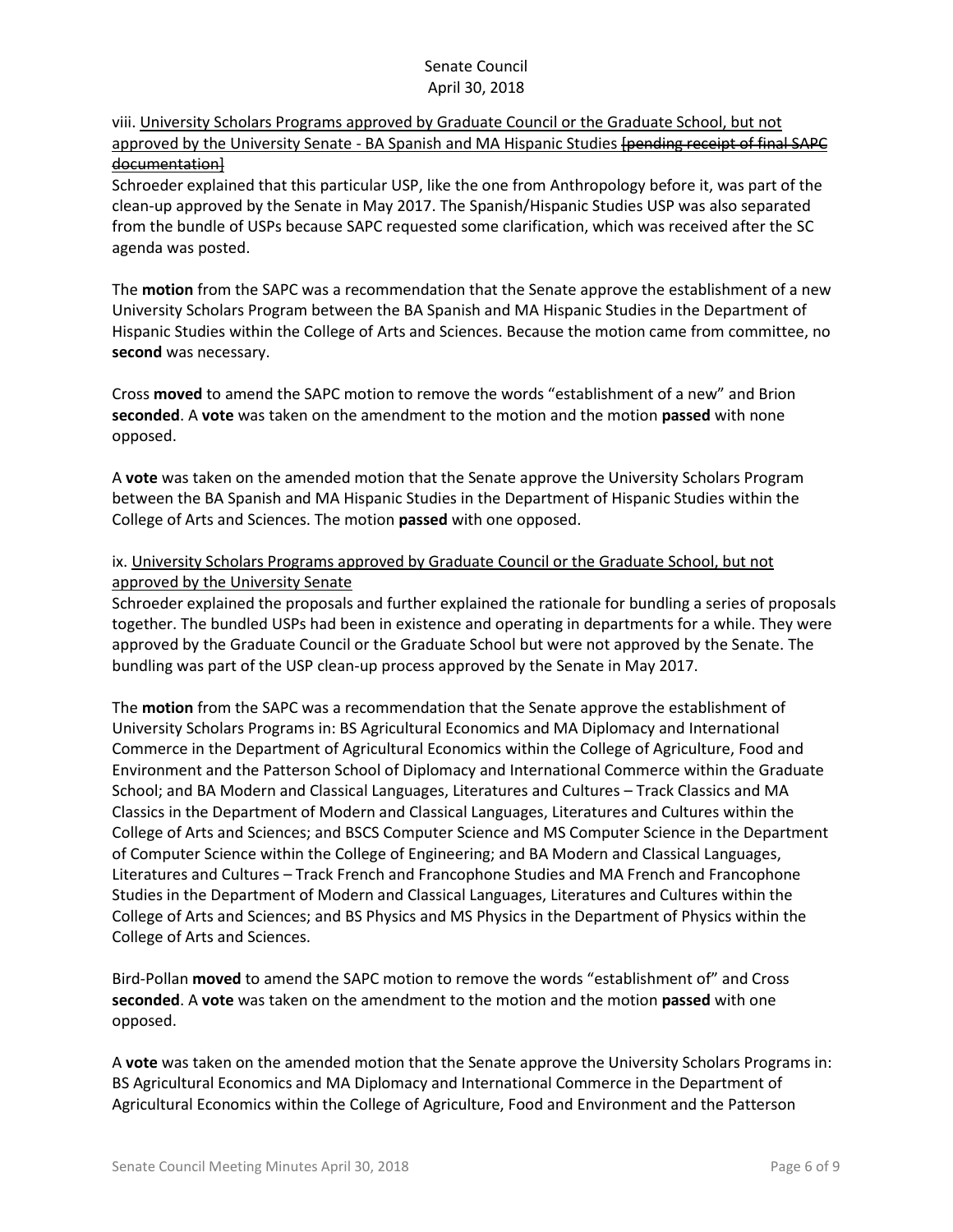viii. University Scholars Programs approved by Graduate Council or the Graduate School, but not approved by the University Senate - BA Spanish and MA Hispanic Studies ~~[pending receipt of final SAPC documentation]~~

Schroeder explained that this particular USP, like the one from Anthropology before it, was part of the clean-up approved by the Senate in May 2017. The Spanish/Hispanic Studies USP was also separated from the bundle of USPs because SAPC requested some clarification, which was received after the SC agenda was posted.

The **motion** from the SAPC was a recommendation that the Senate approve the establishment of a new University Scholars Program between the BA Spanish and MA Hispanic Studies in the Department of Hispanic Studies within the College of Arts and Sciences. Because the motion came from committee, no **second** was necessary.

Cross **moved** to amend the SAPC motion to remove the words "establishment of a new" and Brion **seconded**. A **vote** was taken on the amendment to the motion and the motion **passed** with none opposed.

A **vote** was taken on the amended motion that the Senate approve the University Scholars Program between the BA Spanish and MA Hispanic Studies in the Department of Hispanic Studies within the College of Arts and Sciences. The motion **passed** with one opposed.

ix. University Scholars Programs approved by Graduate Council or the Graduate School, but not approved by the University Senate

Schroeder explained the proposals and further explained the rationale for bundling a series of proposals together. The bundled USPs had been in existence and operating in departments for a while. They were approved by the Graduate Council or the Graduate School but were not approved by the Senate. The bundling was part of the USP clean-up process approved by the Senate in May 2017.

The **motion** from the SAPC was a recommendation that the Senate approve the establishment of University Scholars Programs in: BS Agricultural Economics and MA Diplomacy and International Commerce in the Department of Agricultural Economics within the College of Agriculture, Food and Environment and the Patterson School of Diplomacy and International Commerce within the Graduate School; and BA Modern and Classical Languages, Literatures and Cultures – Track Classics and MA Classics in the Department of Modern and Classical Languages, Literatures and Cultures within the College of Arts and Sciences; and BSCS Computer Science and MS Computer Science in the Department of Computer Science within the College of Engineering; and BA Modern and Classical Languages, Literatures and Cultures – Track French and Francophone Studies and MA French and Francophone Studies in the Department of Modern and Classical Languages, Literatures and Cultures within the College of Arts and Sciences; and BS Physics and MS Physics in the Department of Physics within the College of Arts and Sciences.

Bird-Pollan **moved** to amend the SAPC motion to remove the words "establishment of" and Cross **seconded**. A **vote** was taken on the amendment to the motion and the motion **passed** with one opposed.

A **vote** was taken on the amended motion that the Senate approve the University Scholars Programs in: BS Agricultural Economics and MA Diplomacy and International Commerce in the Department of Agricultural Economics within the College of Agriculture, Food and Environment and the Patterson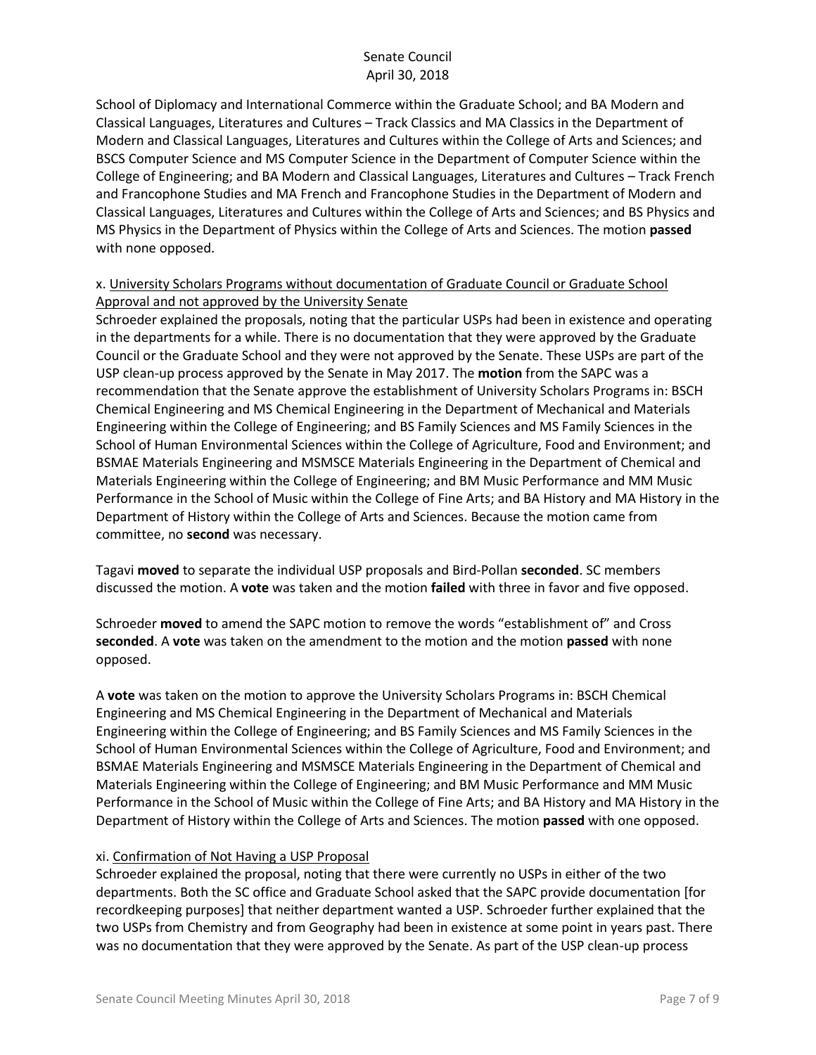School of Diplomacy and International Commerce within the Graduate School; and BA Modern and Classical Languages, Literatures and Cultures – Track Classics and MA Classics in the Department of Modern and Classical Languages, Literatures and Cultures within the College of Arts and Sciences; and BSCS Computer Science and MS Computer Science in the Department of Computer Science within the College of Engineering; and BA Modern and Classical Languages, Literatures and Cultures – Track French and Francophone Studies and MA French and Francophone Studies in the Department of Modern and Classical Languages, Literatures and Cultures within the College of Arts and Sciences; and BS Physics and MS Physics in the Department of Physics within the College of Arts and Sciences. The motion **passed** with none opposed.

x. University Scholars Programs without documentation of Graduate Council or Graduate School Approval and not approved by the University Senate

Schroeder explained the proposals, noting that the particular USPs had been in existence and operating in the departments for a while. There is no documentation that they were approved by the Graduate Council or the Graduate School and they were not approved by the Senate. These USPs are part of the USP clean-up process approved by the Senate in May 2017. The **motion** from the SAPC was a recommendation that the Senate approve the establishment of University Scholars Programs in: BSCH Chemical Engineering and MS Chemical Engineering in the Department of Mechanical and Materials Engineering within the College of Engineering; and BS Family Sciences and MS Family Sciences in the School of Human Environmental Sciences within the College of Agriculture, Food and Environment; and BSMAE Materials Engineering and MSMSCE Materials Engineering in the Department of Chemical and Materials Engineering within the College of Engineering; and BM Music Performance and MM Music Performance in the School of Music within the College of Fine Arts; and BA History and MA History in the Department of History within the College of Arts and Sciences. Because the motion came from committee, no **second** was necessary.

Tagavi **moved** to separate the individual USP proposals and Bird-Pollan **seconded**. SC members discussed the motion. A **vote** was taken and the motion **failed** with three in favor and five opposed.

Schroeder **moved** to amend the SAPC motion to remove the words "establishment of" and Cross **seconded**. A **vote** was taken on the amendment to the motion and the motion **passed** with none opposed.

A **vote** was taken on the motion to approve the University Scholars Programs in: BSCH Chemical Engineering and MS Chemical Engineering in the Department of Mechanical and Materials Engineering within the College of Engineering; and BS Family Sciences and MS Family Sciences in the School of Human Environmental Sciences within the College of Agriculture, Food and Environment; and BSMAE Materials Engineering and MSMSCE Materials Engineering in the Department of Chemical and Materials Engineering within the College of Engineering; and BM Music Performance and MM Music Performance in the School of Music within the College of Fine Arts; and BA History and MA History in the Department of History within the College of Arts and Sciences. The motion **passed** with one opposed.

xi. Confirmation of Not Having a USP Proposal

Schroeder explained the proposal, noting that there were currently no USPs in either of the two departments. Both the SC office and Graduate School asked that the SAPC provide documentation [for recordkeeping purposes] that neither department wanted a USP. Schroeder further explained that the two USPs from Chemistry and from Geography had been in existence at some point in years past. There was no documentation that they were approved by the Senate. As part of the USP clean-up process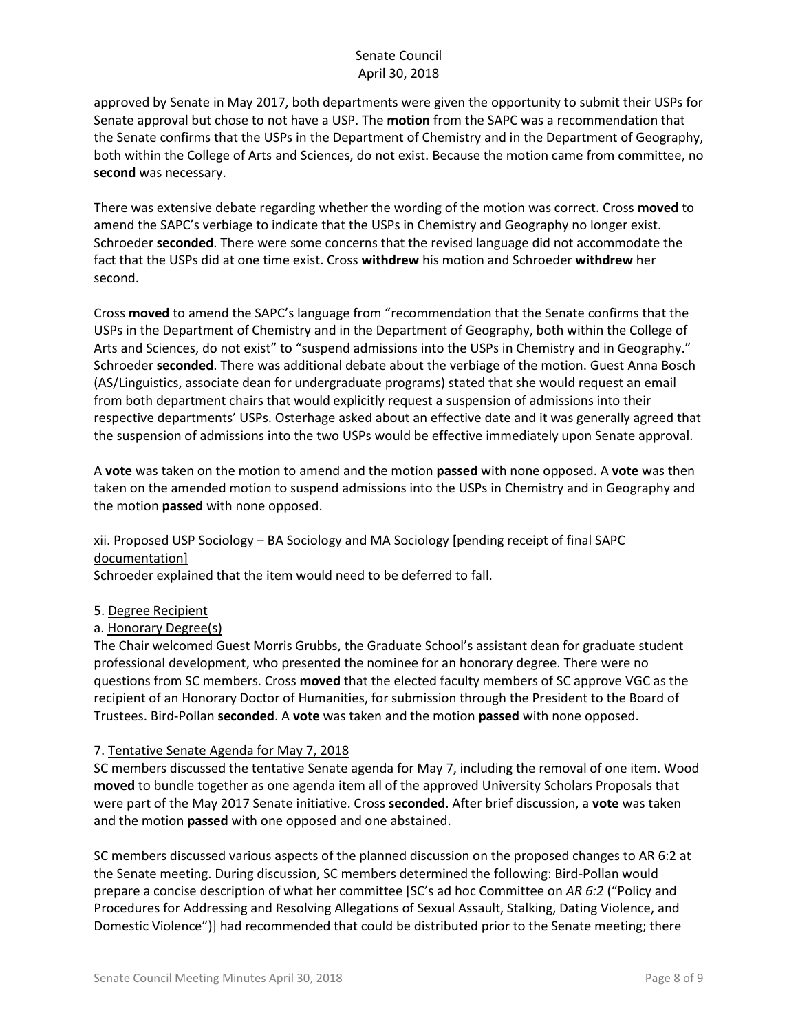approved by Senate in May 2017, both departments were given the opportunity to submit their USPs for Senate approval but chose to not have a USP. The **motion** from the SAPC was a recommendation that the Senate confirms that the USPs in the Department of Chemistry and in the Department of Geography, both within the College of Arts and Sciences, do not exist. Because the motion came from committee, no **second** was necessary.

There was extensive debate regarding whether the wording of the motion was correct. Cross **moved** to amend the SAPC's verbiage to indicate that the USPs in Chemistry and Geography no longer exist. Schroeder **seconded**. There were some concerns that the revised language did not accommodate the fact that the USPs did at one time exist. Cross **withdrew** his motion and Schroeder **withdrew** her second.

Cross **moved** to amend the SAPC's language from "recommendation that the Senate confirms that the USPs in the Department of Chemistry and in the Department of Geography, both within the College of Arts and Sciences, do not exist" to "suspend admissions into the USPs in Chemistry and in Geography." Schroeder **seconded**. There was additional debate about the verbiage of the motion. Guest Anna Bosch (AS/Linguistics, associate dean for undergraduate programs) stated that she would request an email from both department chairs that would explicitly request a suspension of admissions into their respective departments' USPs. Osterhage asked about an effective date and it was generally agreed that the suspension of admissions into the two USPs would be effective immediately upon Senate approval.

A **vote** was taken on the motion to amend and the motion **passed** with none opposed. A **vote** was then taken on the amended motion to suspend admissions into the USPs in Chemistry and in Geography and the motion **passed** with none opposed.

xii. Proposed USP Sociology – BA Sociology and MA Sociology [pending receipt of final SAPC documentation]

Schroeder explained that the item would need to be deferred to fall.

5. Degree Recipient

a. Honorary Degree(s)

The Chair welcomed Guest Morris Grubbs, the Graduate School's assistant dean for graduate student professional development, who presented the nominee for an honorary degree. There were no questions from SC members. Cross **moved** that the elected faculty members of SC approve VGC as the recipient of an Honorary Doctor of Humanities, for submission through the President to the Board of Trustees. Bird-Pollan **seconded**. A **vote** was taken and the motion **passed** with none opposed.

7. Tentative Senate Agenda for May 7, 2018

SC members discussed the tentative Senate agenda for May 7, including the removal of one item. Wood **moved** to bundle together as one agenda item all of the approved University Scholars Proposals that were part of the May 2017 Senate initiative. Cross **seconded**. After brief discussion, a **vote** was taken and the motion **passed** with one opposed and one abstained.

SC members discussed various aspects of the planned discussion on the proposed changes to AR 6:2 at the Senate meeting. During discussion, SC members determined the following: Bird-Pollan would prepare a concise description of what her committee [SC's ad hoc Committee on *AR 6:2* ("Policy and Procedures for Addressing and Resolving Allegations of Sexual Assault, Stalking, Dating Violence, and Domestic Violence")] had recommended that could be distributed prior to the Senate meeting; there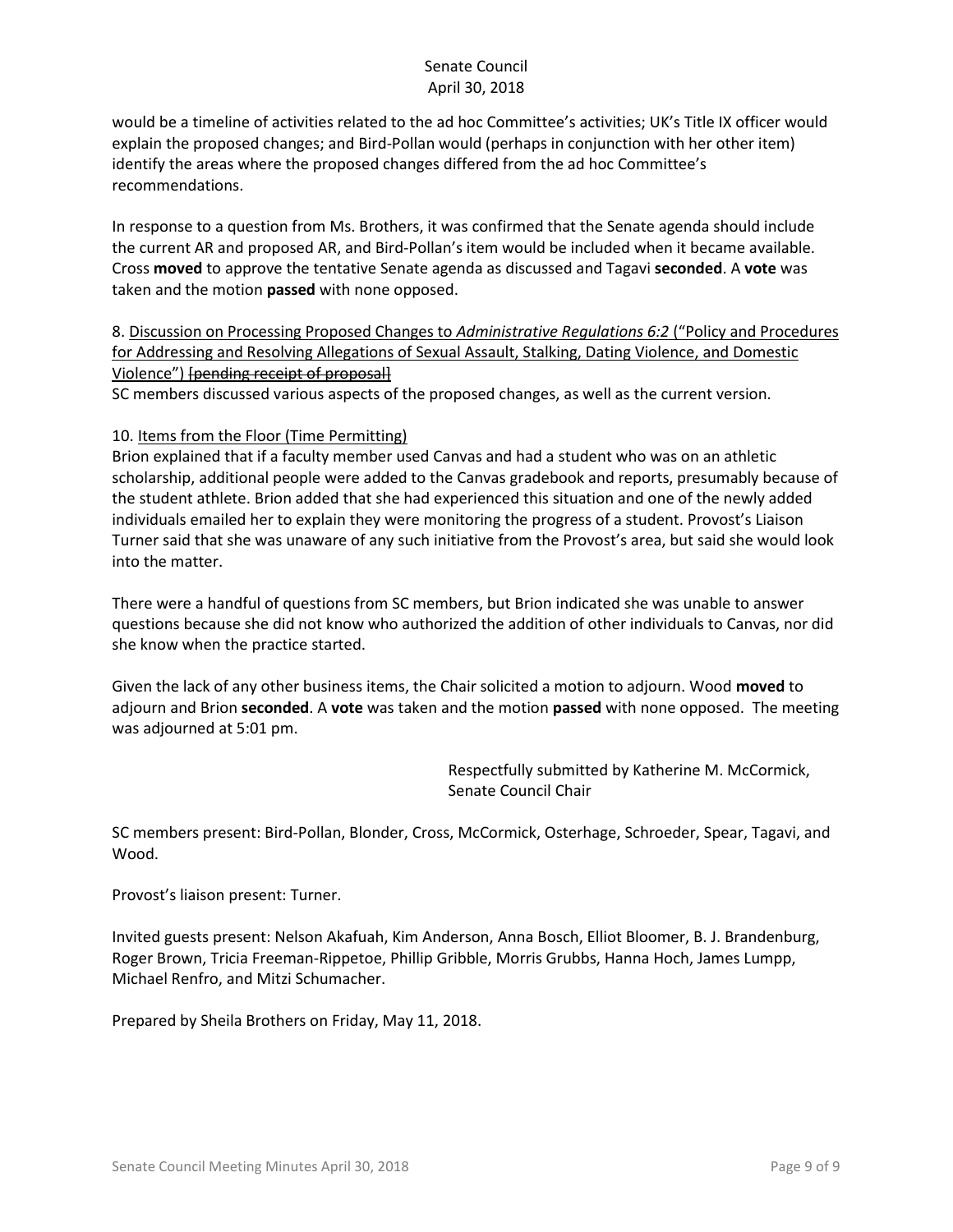would be a timeline of activities related to the ad hoc Committee's activities; UK's Title IX officer would explain the proposed changes; and Bird-Pollan would (perhaps in conjunction with her other item) identify the areas where the proposed changes differed from the ad hoc Committee's recommendations.

In response to a question from Ms. Brothers, it was confirmed that the Senate agenda should include the current AR and proposed AR, and Bird-Pollan's item would be included when it became available. Cross **moved** to approve the tentative Senate agenda as discussed and Tagavi **seconded**. A **vote** was taken and the motion **passed** with none opposed.

8. <u>Discussion on Processing Proposed Changes to *Administrative Regulations 6:2* ("Policy and Procedures for Addressing and Resolving Allegations of Sexual Assault, Stalking, Dating Violence, and Domestic Violence")</u> ~~[pending receipt of proposal]~~

SC members discussed various aspects of the proposed changes, as well as the current version.

10. <u>Items from the Floor (Time Permitting)</u>

Brion explained that if a faculty member used Canvas and had a student who was on an athletic scholarship, additional people were added to the Canvas gradebook and reports, presumably because of the student athlete. Brion added that she had experienced this situation and one of the newly added individuals emailed her to explain they were monitoring the progress of a student. Provost's Liaison Turner said that she was unaware of any such initiative from the Provost's area, but said she would look into the matter.

There were a handful of questions from SC members, but Brion indicated she was unable to answer questions because she did not know who authorized the addition of other individuals to Canvas, nor did she know when the practice started.

Given the lack of any other business items, the Chair solicited a motion to adjourn. Wood **moved** to adjourn and Brion **seconded**. A **vote** was taken and the motion **passed** with none opposed. The meeting was adjourned at 5:01 pm.

Respectfully submitted by Katherine M. McCormick,
Senate Council Chair

SC members present: Bird-Pollan, Blonder, Cross, McCormick, Osterhage, Schroeder, Spear, Tagavi, and Wood.

Provost's liaison present: Turner.

Invited guests present: Nelson Akafuah, Kim Anderson, Anna Bosch, Elliot Bloomer, B. J. Brandenburg, Roger Brown, Tricia Freeman-Rippetoe, Phillip Gribble, Morris Grubbs, Hanna Hoch, James Lumpp, Michael Renfro, and Mitzi Schumacher.

Prepared by Sheila Brothers on Friday, May 11, 2018.